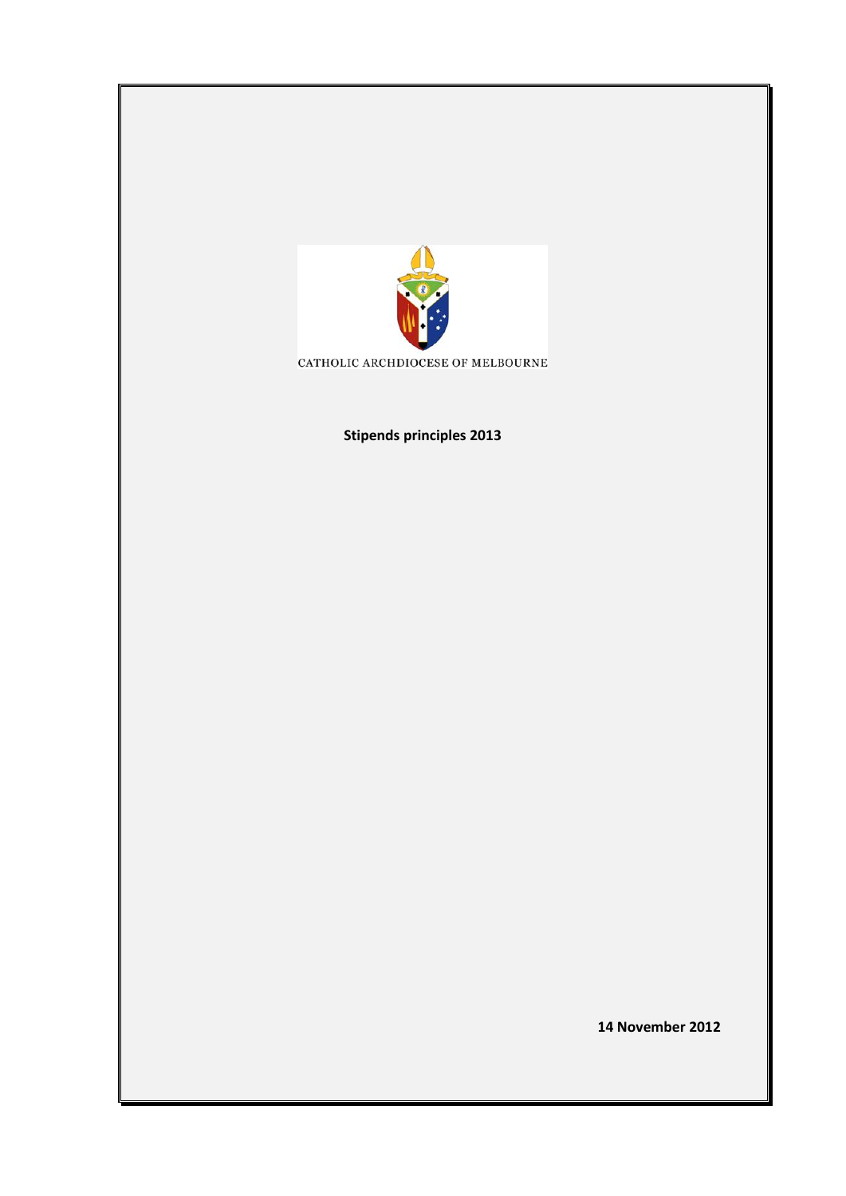CATHOLIC ARCHDIOCESE OF MELBOURNE

**Stipends principles 2013**

**14 November 2012**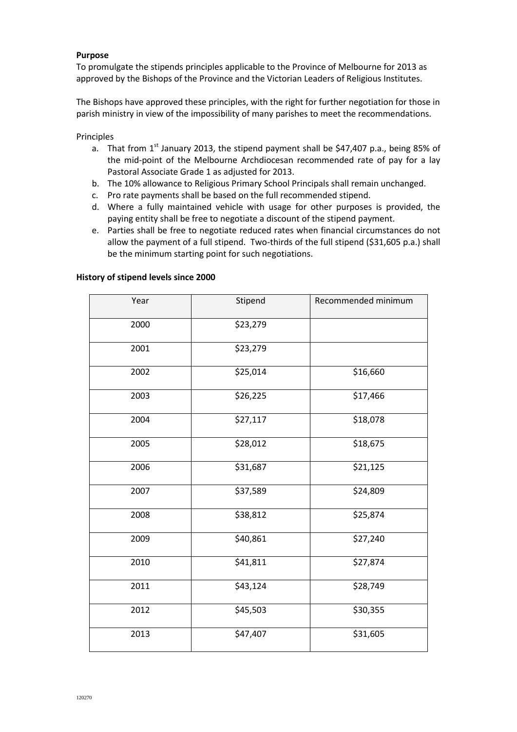**Purpose**

To promulgate the stipends principles applicable to the Province of Melbourne for 2013 as approved by the Bishops of the Province and the Victorian Leaders of Religious Institutes.

The Bishops have approved these principles, with the right for further negotiation for those in parish ministry in view of the impossibility of many parishes to meet the recommendations.

Principles

a. That from 1st January 2013, the stipend payment shall be $47,407 p.a., being 85% of the mid-point of the Melbourne Archdiocesan recommended rate of pay for a lay Pastoral Associate Grade 1 as adjusted for 2013.
b. The 10% allowance to Religious Primary School Principals shall remain unchanged.
c. Pro rate payments shall be based on the full recommended stipend.
d. Where a fully maintained vehicle with usage for other purposes is provided, the paying entity shall be free to negotiate a discount of the stipend payment.
e. Parties shall be free to negotiate reduced rates when financial circumstances do not allow the payment of a full stipend. Two-thirds of the full stipend ($31,605 p.a.) shall be the minimum starting point for such negotiations.

**History of stipend levels since 2000**

| Year | Stipend | Recommended minimum |
|---|---|---|
| 2000 | $23,279 | |
| 2001 | $23,279 | |
| 2002 | $25,014 | $16,660 |
| 2003 | $26,225 | $17,466 |
| 2004 | $27,117 | $18,078 |
| 2005 | $28,012 | $18,675 |
| 2006 | $31,687 | $21,125 |
| 2007 | $37,589 | $24,809 |
| 2008 | $38,812 | $25,874 |
| 2009 | $40,861 | $27,240 |
| 2010 | $41,811 | $27,874 |
| 2011 | $43,124 | $28,749 |
| 2012 | $45,503 | $30,355 |
| 2013 | $47,407 | $31,605 |

120270